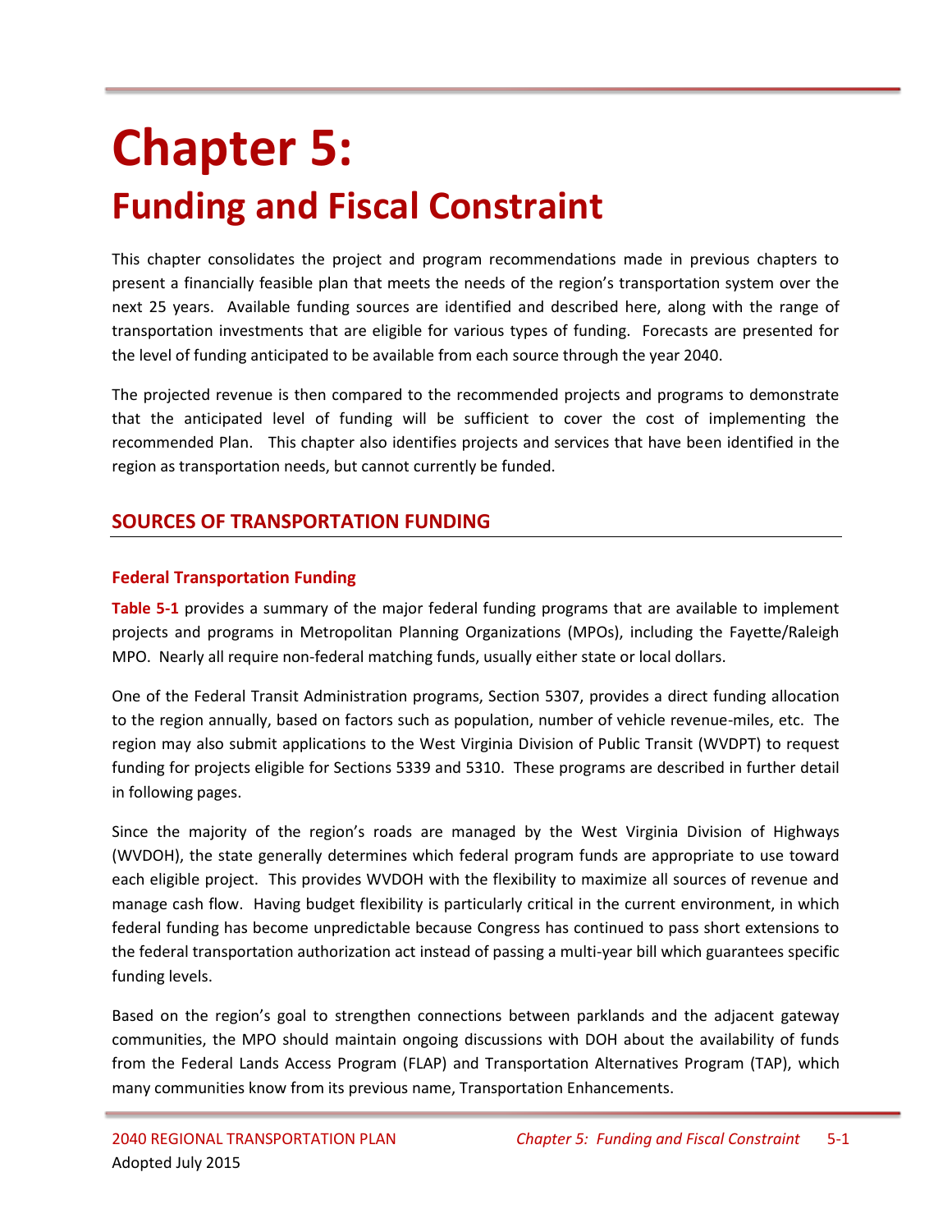# Chapter 5:

## Funding and Fiscal Constraint

This chapter consolidates the project and program recommendations made in previous chapters to present a financially feasible plan that meets the needs of the region's transportation system over the next 25 years. Available funding sources are identified and described here, along with the range of transportation investments that are eligible for various types of funding. Forecasts are presented for the level of funding anticipated to be available from each source through the year 2040.

The projected revenue is then compared to the recommended projects and programs to demonstrate that the anticipated level of funding will be sufficient to cover the cost of implementing the recommended Plan. This chapter also identifies projects and services that have been identified in the region as transportation needs, but cannot currently be funded.

## SOURCES OF TRANSPORTATION FUNDING

### Federal Transportation Funding

**Table 5-1** provides a summary of the major federal funding programs that are available to implement projects and programs in Metropolitan Planning Organizations (MPOs), including the Fayette/Raleigh MPO. Nearly all require non-federal matching funds, usually either state or local dollars.

One of the Federal Transit Administration programs, Section 5307, provides a direct funding allocation to the region annually, based on factors such as population, number of vehicle revenue-miles, etc. The region may also submit applications to the West Virginia Division of Public Transit (WVDPT) to request funding for projects eligible for Sections 5339 and 5310. These programs are described in further detail in following pages.

Since the majority of the region's roads are managed by the West Virginia Division of Highways (WVDOH), the state generally determines which federal program funds are appropriate to use toward each eligible project. This provides WVDOH with the flexibility to maximize all sources of revenue and manage cash flow. Having budget flexibility is particularly critical in the current environment, in which federal funding has become unpredictable because Congress has continued to pass short extensions to the federal transportation authorization act instead of passing a multi-year bill which guarantees specific funding levels.

Based on the region's goal to strengthen connections between parklands and the adjacent gateway communities, the MPO should maintain ongoing discussions with DOH about the availability of funds from the Federal Lands Access Program (FLAP) and Transportation Alternatives Program (TAP), which many communities know from its previous name, Transportation Enhancements.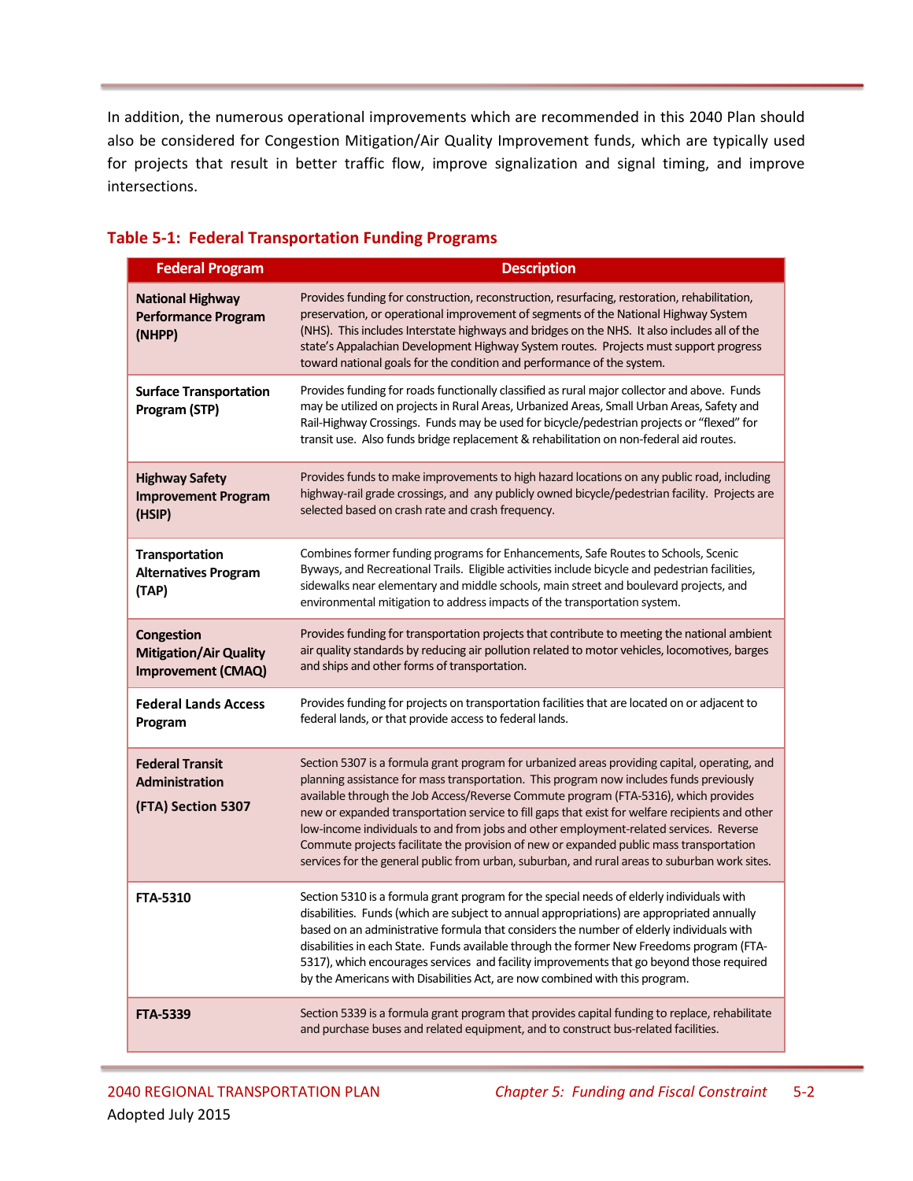In addition, the numerous operational improvements which are recommended in this 2040 Plan should also be considered for Congestion Mitigation/Air Quality Improvement funds, which are typically used for projects that result in better traffic flow, improve signalization and signal timing, and improve intersections.

### Table 5-1: Federal Transportation Funding Programs

| Federal Program | Description |
|---|---|
| **National Highway Performance Program (NHPP)** | Provides funding for construction, reconstruction, resurfacing, restoration, rehabilitation, preservation, or operational improvement of segments of the National Highway System (NHS). This includes Interstate highways and bridges on the NHS. It also includes all of the state's Appalachian Development Highway System routes. Projects must support progress toward national goals for the condition and performance of the system. |
| **Surface Transportation Program (STP)** | Provides funding for roads functionally classified as rural major collector and above. Funds may be utilized on projects in Rural Areas, Urbanized Areas, Small Urban Areas, Safety and Rail-Highway Crossings. Funds may be used for bicycle/pedestrian projects or "flexed" for transit use. Also funds bridge replacement & rehabilitation on non-federal aid routes. |
| **Highway Safety Improvement Program (HSIP)** | Provides funds to make improvements to high hazard locations on any public road, including highway-rail grade crossings, and any publicly owned bicycle/pedestrian facility. Projects are selected based on crash rate and crash frequency. |
| **Transportation Alternatives Program (TAP)** | Combines former funding programs for Enhancements, Safe Routes to Schools, Scenic Byways, and Recreational Trails. Eligible activities include bicycle and pedestrian facilities, sidewalks near elementary and middle schools, main street and boulevard projects, and environmental mitigation to address impacts of the transportation system. |
| **Congestion Mitigation/Air Quality Improvement (CMAQ)** | Provides funding for transportation projects that contribute to meeting the national ambient air quality standards by reducing air pollution related to motor vehicles, locomotives, barges and ships and other forms of transportation. |
| **Federal Lands Access Program** | Provides funding for projects on transportation facilities that are located on or adjacent to federal lands, or that provide access to federal lands. |
| **Federal Transit Administration (FTA) Section 5307** | Section 5307 is a formula grant program for urbanized areas providing capital, operating, and planning assistance for mass transportation. This program now includes funds previously available through the Job Access/Reverse Commute program (FTA-5316), which provides new or expanded transportation service to fill gaps that exist for welfare recipients and other low-income individuals to and from jobs and other employment-related services. Reverse Commute projects facilitate the provision of new or expanded public mass transportation services for the general public from urban, suburban, and rural areas to suburban work sites. |
| **FTA-5310** | Section 5310 is a formula grant program for the special needs of elderly individuals with disabilities. Funds (which are subject to annual appropriations) are appropriated annually based on an administrative formula that considers the number of elderly individuals with disabilities in each State. Funds available through the former New Freedoms program (FTA-5317), which encourages services and facility improvements that go beyond those required by the Americans with Disabilities Act, are now combined with this program. |
| **FTA-5339** | Section 5339 is a formula grant program that provides capital funding to replace, rehabilitate and purchase buses and related equipment, and to construct bus-related facilities. |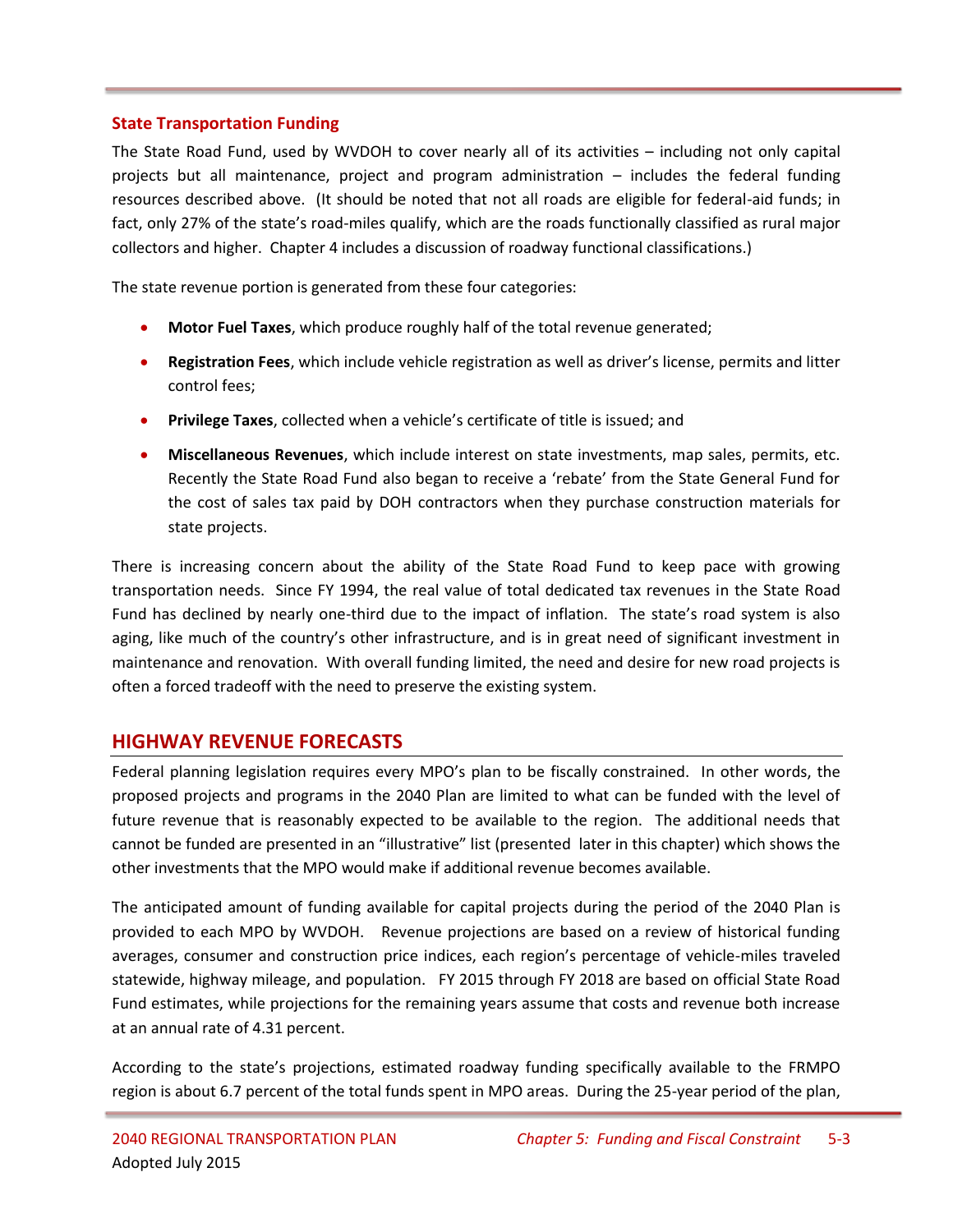### State Transportation Funding

The State Road Fund, used by WVDOH to cover nearly all of its activities – including not only capital projects but all maintenance, project and program administration – includes the federal funding resources described above. (It should be noted that not all roads are eligible for federal-aid funds; in fact, only 27% of the state's road-miles qualify, which are the roads functionally classified as rural major collectors and higher. Chapter 4 includes a discussion of roadway functional classifications.)

The state revenue portion is generated from these four categories:

- **Motor Fuel Taxes**, which produce roughly half of the total revenue generated;
- **Registration Fees**, which include vehicle registration as well as driver's license, permits and litter control fees;
- **Privilege Taxes**, collected when a vehicle's certificate of title is issued; and
- **Miscellaneous Revenues**, which include interest on state investments, map sales, permits, etc. Recently the State Road Fund also began to receive a 'rebate' from the State General Fund for the cost of sales tax paid by DOH contractors when they purchase construction materials for state projects.

There is increasing concern about the ability of the State Road Fund to keep pace with growing transportation needs. Since FY 1994, the real value of total dedicated tax revenues in the State Road Fund has declined by nearly one-third due to the impact of inflation. The state's road system is also aging, like much of the country's other infrastructure, and is in great need of significant investment in maintenance and renovation. With overall funding limited, the need and desire for new road projects is often a forced tradeoff with the need to preserve the existing system.

## HIGHWAY REVENUE FORECASTS

Federal planning legislation requires every MPO's plan to be fiscally constrained. In other words, the proposed projects and programs in the 2040 Plan are limited to what can be funded with the level of future revenue that is reasonably expected to be available to the region. The additional needs that cannot be funded are presented in an "illustrative" list (presented later in this chapter) which shows the other investments that the MPO would make if additional revenue becomes available.

The anticipated amount of funding available for capital projects during the period of the 2040 Plan is provided to each MPO by WVDOH. Revenue projections are based on a review of historical funding averages, consumer and construction price indices, each region's percentage of vehicle-miles traveled statewide, highway mileage, and population. FY 2015 through FY 2018 are based on official State Road Fund estimates, while projections for the remaining years assume that costs and revenue both increase at an annual rate of 4.31 percent.

According to the state's projections, estimated roadway funding specifically available to the FRMPO region is about 6.7 percent of the total funds spent in MPO areas. During the 25-year period of the plan,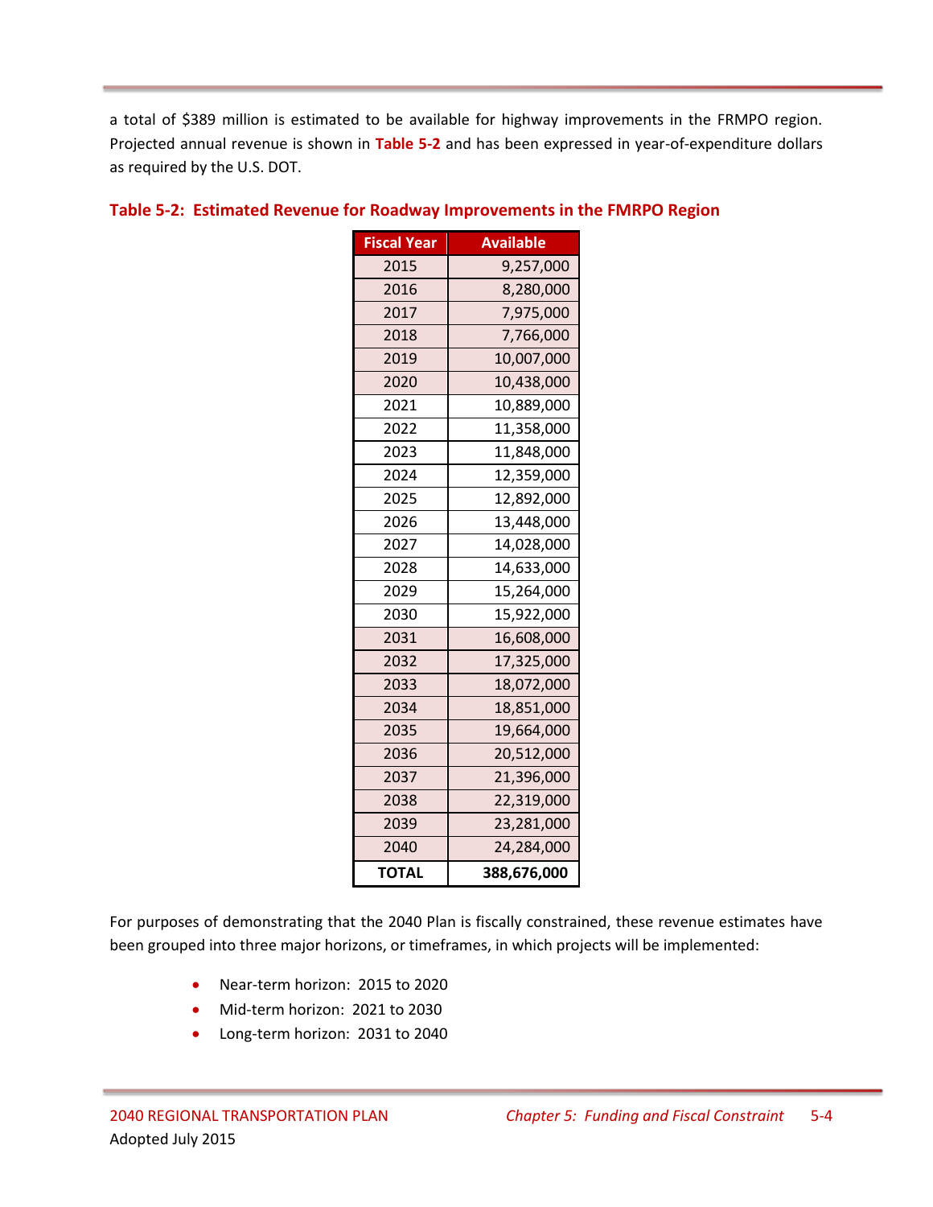a total of $389 million is estimated to be available for highway improvements in the FRMPO region. Projected annual revenue is shown in **Table 5-2** and has been expressed in year-of-expenditure dollars as required by the U.S. DOT.

### Table 5-2: Estimated Revenue for Roadway Improvements in the FMRPO Region

| Fiscal Year | Available |
|---|---|
| 2015 | 9,257,000 |
| 2016 | 8,280,000 |
| 2017 | 7,975,000 |
| 2018 | 7,766,000 |
| 2019 | 10,007,000 |
| 2020 | 10,438,000 |
| 2021 | 10,889,000 |
| 2022 | 11,358,000 |
| 2023 | 11,848,000 |
| 2024 | 12,359,000 |
| 2025 | 12,892,000 |
| 2026 | 13,448,000 |
| 2027 | 14,028,000 |
| 2028 | 14,633,000 |
| 2029 | 15,264,000 |
| 2030 | 15,922,000 |
| 2031 | 16,608,000 |
| 2032 | 17,325,000 |
| 2033 | 18,072,000 |
| 2034 | 18,851,000 |
| 2035 | 19,664,000 |
| 2036 | 20,512,000 |
| 2037 | 21,396,000 |
| 2038 | 22,319,000 |
| 2039 | 23,281,000 |
| 2040 | 24,284,000 |
| **TOTAL** | **388,676,000** |

For purposes of demonstrating that the 2040 Plan is fiscally constrained, these revenue estimates have been grouped into three major horizons, or timeframes, in which projects will be implemented:

- Near-term horizon: 2015 to 2020
- Mid-term horizon: 2021 to 2030
- Long-term horizon: 2031 to 2040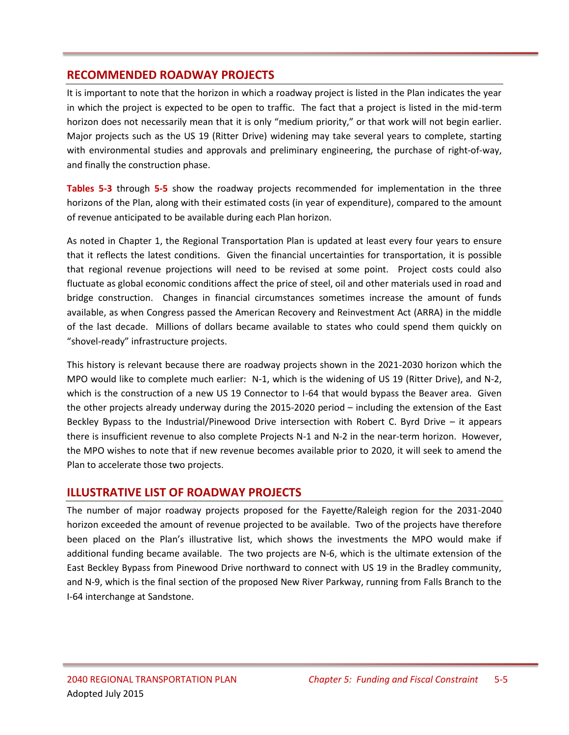## RECOMMENDED ROADWAY PROJECTS

It is important to note that the horizon in which a roadway project is listed in the Plan indicates the year in which the project is expected to be open to traffic. The fact that a project is listed in the mid-term horizon does not necessarily mean that it is only "medium priority," or that work will not begin earlier. Major projects such as the US 19 (Ritter Drive) widening may take several years to complete, starting with environmental studies and approvals and preliminary engineering, the purchase of right-of-way, and finally the construction phase.

**Tables 5-3** through **5-5** show the roadway projects recommended for implementation in the three horizons of the Plan, along with their estimated costs (in year of expenditure), compared to the amount of revenue anticipated to be available during each Plan horizon.

As noted in Chapter 1, the Regional Transportation Plan is updated at least every four years to ensure that it reflects the latest conditions. Given the financial uncertainties for transportation, it is possible that regional revenue projections will need to be revised at some point. Project costs could also fluctuate as global economic conditions affect the price of steel, oil and other materials used in road and bridge construction. Changes in financial circumstances sometimes increase the amount of funds available, as when Congress passed the American Recovery and Reinvestment Act (ARRA) in the middle of the last decade. Millions of dollars became available to states who could spend them quickly on "shovel-ready" infrastructure projects.

This history is relevant because there are roadway projects shown in the 2021-2030 horizon which the MPO would like to complete much earlier: N-1, which is the widening of US 19 (Ritter Drive), and N-2, which is the construction of a new US 19 Connector to I-64 that would bypass the Beaver area. Given the other projects already underway during the 2015-2020 period – including the extension of the East Beckley Bypass to the Industrial/Pinewood Drive intersection with Robert C. Byrd Drive – it appears there is insufficient revenue to also complete Projects N-1 and N-2 in the near-term horizon. However, the MPO wishes to note that if new revenue becomes available prior to 2020, it will seek to amend the Plan to accelerate those two projects.

## ILLUSTRATIVE LIST OF ROADWAY PROJECTS

The number of major roadway projects proposed for the Fayette/Raleigh region for the 2031-2040 horizon exceeded the amount of revenue projected to be available. Two of the projects have therefore been placed on the Plan's illustrative list, which shows the investments the MPO would make if additional funding became available. The two projects are N-6, which is the ultimate extension of the East Beckley Bypass from Pinewood Drive northward to connect with US 19 in the Bradley community, and N-9, which is the final section of the proposed New River Parkway, running from Falls Branch to the I-64 interchange at Sandstone.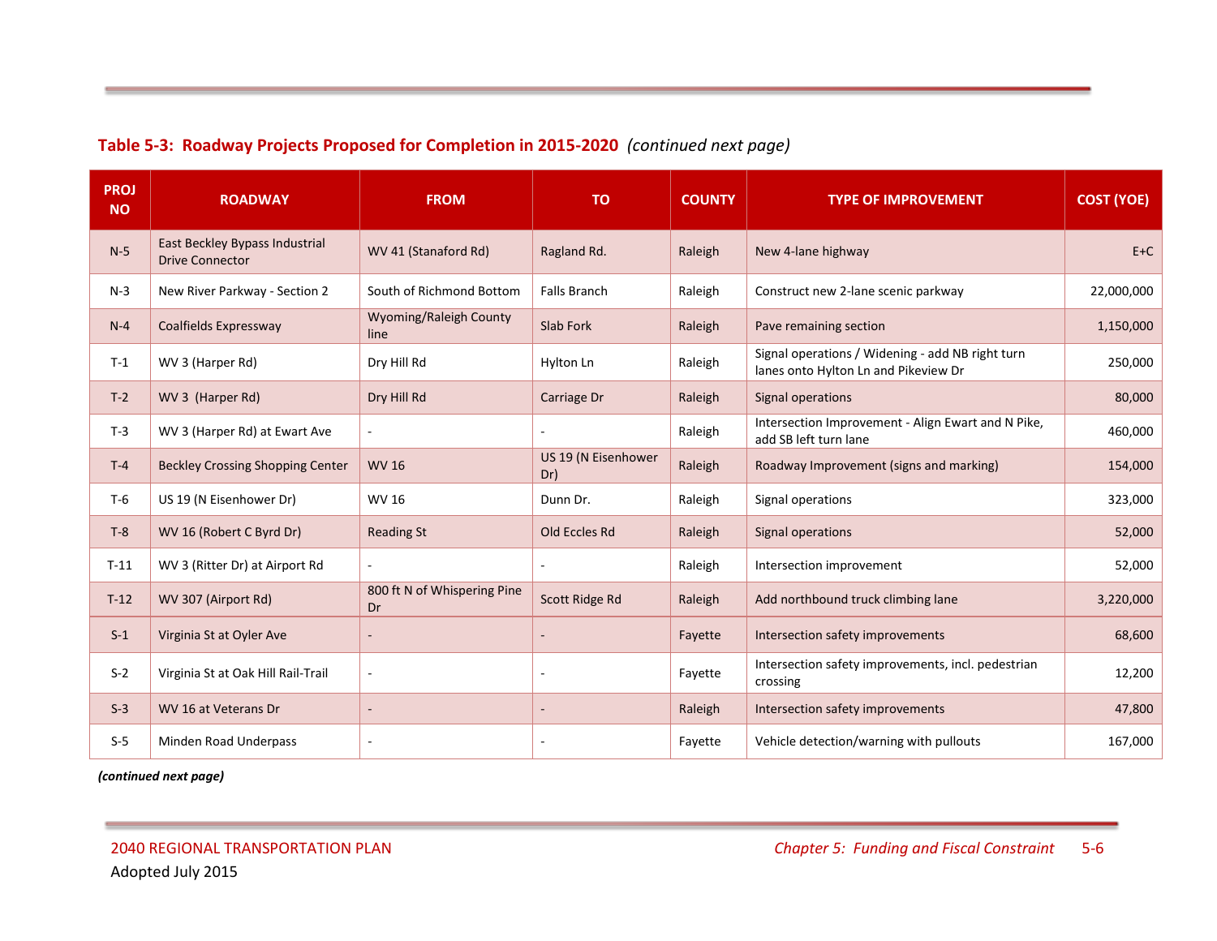**Table 5-3: Roadway Projects Proposed for Completion in 2015-2020** *(continued next page)*

| PROJ NO | ROADWAY | FROM | TO | COUNTY | TYPE OF IMPROVEMENT | COST (YOE) |
|---|---|---|---|---|---|---|
| N-5 | East Beckley Bypass Industrial Drive Connector | WV 41 (Stanaford Rd) | Ragland Rd. | Raleigh | New 4-lane highway | E+C |
| N-3 | New River Parkway - Section 2 | South of Richmond Bottom | Falls Branch | Raleigh | Construct new 2-lane scenic parkway | 22,000,000 |
| N-4 | Coalfields Expressway | Wyoming/Raleigh County line | Slab Fork | Raleigh | Pave remaining section | 1,150,000 |
| T-1 | WV 3 (Harper Rd) | Dry Hill Rd | Hylton Ln | Raleigh | Signal operations / Widening - add NB right turn lanes onto Hylton Ln and Pikeview Dr | 250,000 |
| T-2 | WV 3 (Harper Rd) | Dry Hill Rd | Carriage Dr | Raleigh | Signal operations | 80,000 |
| T-3 | WV 3 (Harper Rd) at Ewart Ave | - | - | Raleigh | Intersection Improvement - Align Ewart and N Pike, add SB left turn lane | 460,000 |
| T-4 | Beckley Crossing Shopping Center | WV 16 | US 19 (N Eisenhower Dr) | Raleigh | Roadway Improvement (signs and marking) | 154,000 |
| T-6 | US 19 (N Eisenhower Dr) | WV 16 | Dunn Dr. | Raleigh | Signal operations | 323,000 |
| T-8 | WV 16 (Robert C Byrd Dr) | Reading St | Old Eccles Rd | Raleigh | Signal operations | 52,000 |
| T-11 | WV 3 (Ritter Dr) at Airport Rd | - | - | Raleigh | Intersection improvement | 52,000 |
| T-12 | WV 307 (Airport Rd) | 800 ft N of Whispering Pine Dr | Scott Ridge Rd | Raleigh | Add northbound truck climbing lane | 3,220,000 |
| S-1 | Virginia St at Oyler Ave | - | - | Fayette | Intersection safety improvements | 68,600 |
| S-2 | Virginia St at Oak Hill Rail-Trail | - | - | Fayette | Intersection safety improvements, incl. pedestrian crossing | 12,200 |
| S-3 | WV 16 at Veterans Dr | - | - | Raleigh | Intersection safety improvements | 47,800 |
| S-5 | Minden Road Underpass | - | - | Fayette | Vehicle detection/warning with pullouts | 167,000 |

***(continued next page)***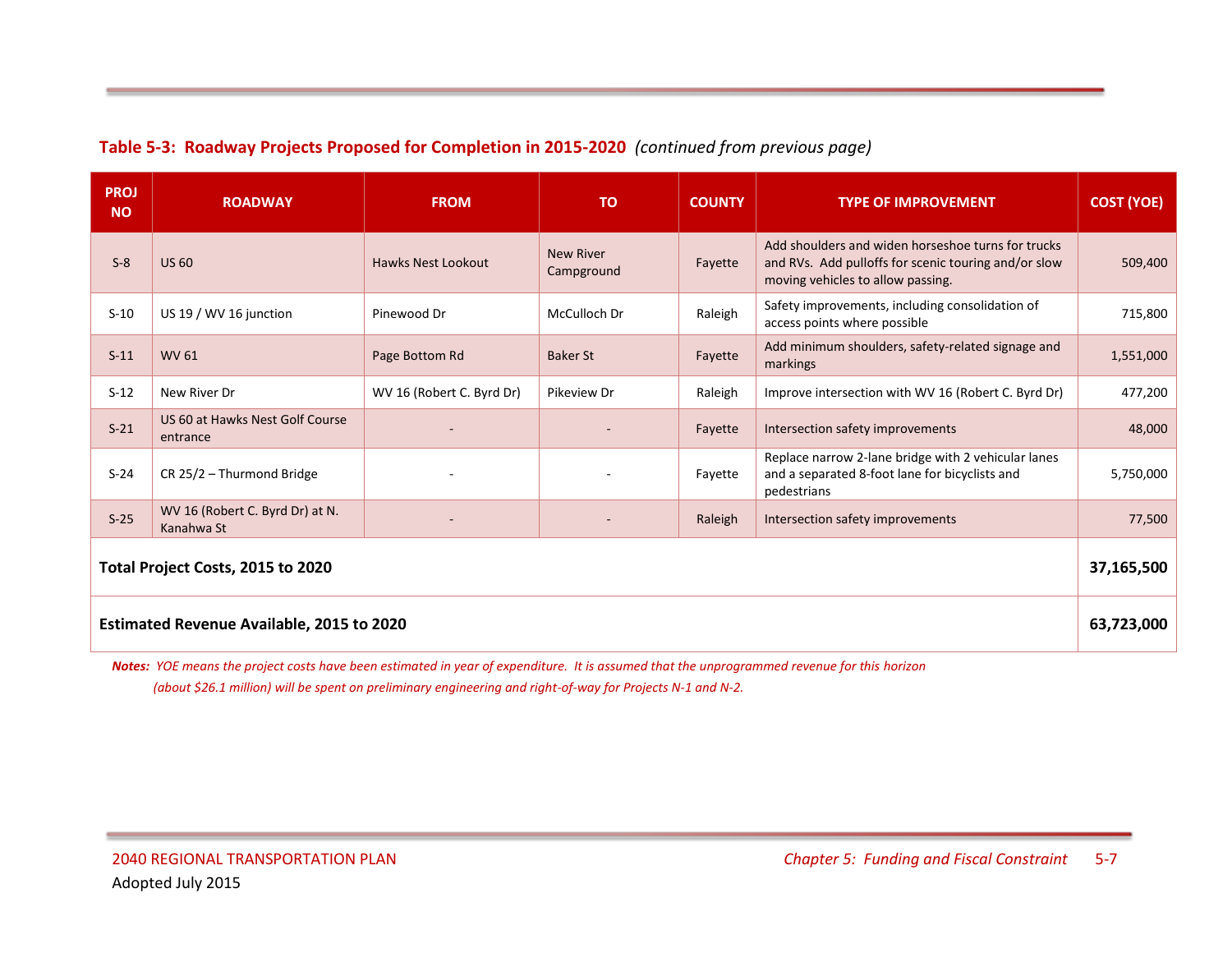**Table 5-3: Roadway Projects Proposed for Completion in 2015-2020** *(continued from previous page)*

| PROJ NO | ROADWAY | FROM | TO | COUNTY | TYPE OF IMPROVEMENT | COST (YOE) |
|---|---|---|---|---|---|---|
| S-8 | US 60 | Hawks Nest Lookout | New River Campground | Fayette | Add shoulders and widen horseshoe turns for trucks and RVs. Add pulloffs for scenic touring and/or slow moving vehicles to allow passing. | 509,400 |
| S-10 | US 19 / WV 16 junction | Pinewood Dr | McCulloch Dr | Raleigh | Safety improvements, including consolidation of access points where possible | 715,800 |
| S-11 | WV 61 | Page Bottom Rd | Baker St | Fayette | Add minimum shoulders, safety-related signage and markings | 1,551,000 |
| S-12 | New River Dr | WV 16 (Robert C. Byrd Dr) | Pikeview Dr | Raleigh | Improve intersection with WV 16 (Robert C. Byrd Dr) | 477,200 |
| S-21 | US 60 at Hawks Nest Golf Course entrance | - | - | Fayette | Intersection safety improvements | 48,000 |
| S-24 | CR 25/2 – Thurmond Bridge | - | - | Fayette | Replace narrow 2-lane bridge with 2 vehicular lanes and a separated 8-foot lane for bicyclists and pedestrians | 5,750,000 |
| S-25 | WV 16 (Robert C. Byrd Dr) at N. Kanahwa St | - | - | Raleigh | Intersection safety improvements | 77,500 |
| **Total Project Costs, 2015 to 2020** | | | | | | **37,165,500** |
| **Estimated Revenue Available, 2015 to 2020** | | | | | | **63,723,000** |

***Notes:*** *YOE means the project costs have been estimated in year of expenditure. It is assumed that the unprogrammed revenue for this horizon (about $26.1 million) will be spent on preliminary engineering and right-of-way for Projects N-1 and N-2.*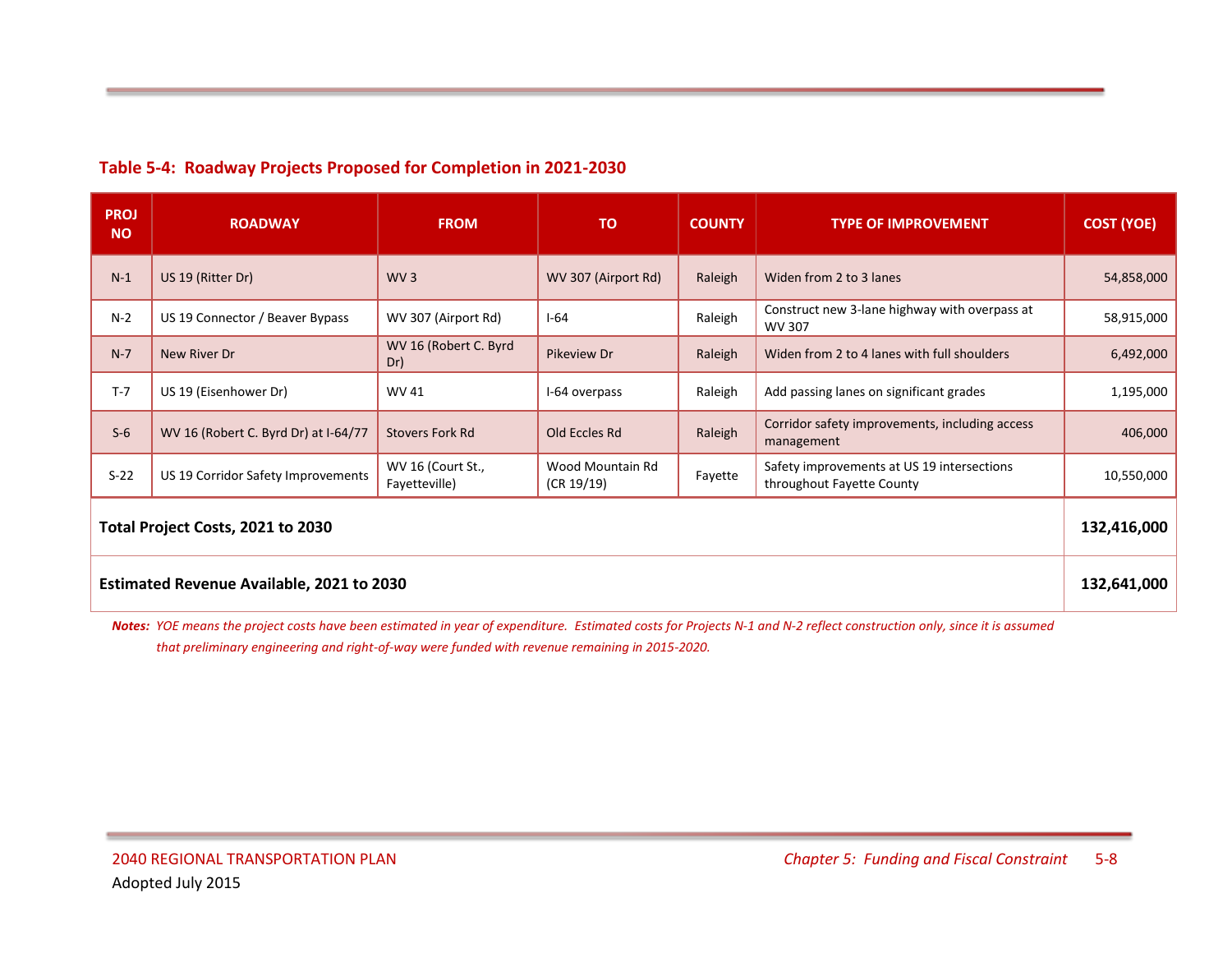### Table 5-4: Roadway Projects Proposed for Completion in 2021-2030

| PROJ NO | ROADWAY | FROM | TO | COUNTY | TYPE OF IMPROVEMENT | COST (YOE) |
|---|---|---|---|---|---|---|
| N-1 | US 19 (Ritter Dr) | WV 3 | WV 307 (Airport Rd) | Raleigh | Widen from 2 to 3 lanes | 54,858,000 |
| N-2 | US 19 Connector / Beaver Bypass | WV 307 (Airport Rd) | I-64 | Raleigh | Construct new 3-lane highway with overpass at WV 307 | 58,915,000 |
| N-7 | New River Dr | WV 16 (Robert C. Byrd Dr) | Pikeview Dr | Raleigh | Widen from 2 to 4 lanes with full shoulders | 6,492,000 |
| T-7 | US 19 (Eisenhower Dr) | WV 41 | I-64 overpass | Raleigh | Add passing lanes on significant grades | 1,195,000 |
| S-6 | WV 16 (Robert C. Byrd Dr) at I-64/77 | Stovers Fork Rd | Old Eccles Rd | Raleigh | Corridor safety improvements, including access management | 406,000 |
| S-22 | US 19 Corridor Safety Improvements | WV 16 (Court St., Fayetteville) | Wood Mountain Rd (CR 19/19) | Fayette | Safety improvements at US 19 intersections throughout Fayette County | 10,550,000 |
| **Total Project Costs, 2021 to 2030** | | | | | | **132,416,000** |
| **Estimated Revenue Available, 2021 to 2030** | | | | | | **132,641,000** |

***Notes:*** *YOE means the project costs have been estimated in year of expenditure. Estimated costs for Projects N-1 and N-2 reflect construction only, since it is assumed that preliminary engineering and right-of-way were funded with revenue remaining in 2015-2020.*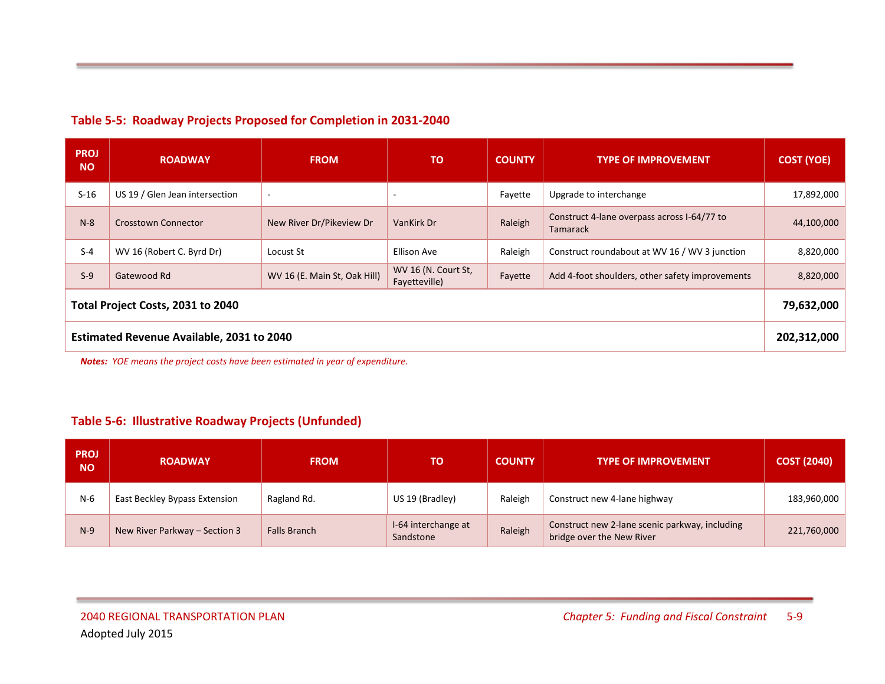### Table 5-5: Roadway Projects Proposed for Completion in 2031-2040

| PROJ NO | ROADWAY | FROM | TO | COUNTY | TYPE OF IMPROVEMENT | COST (YOE) |
|---|---|---|---|---|---|---|
| S-16 | US 19 / Glen Jean intersection | - | - | Fayette | Upgrade to interchange | 17,892,000 |
| N-8 | Crosstown Connector | New River Dr/Pikeview Dr | VanKirk Dr | Raleigh | Construct 4-lane overpass across I-64/77 to Tamarack | 44,100,000 |
| S-4 | WV 16 (Robert C. Byrd Dr) | Locust St | Ellison Ave | Raleigh | Construct roundabout at WV 16 / WV 3 junction | 8,820,000 |
| S-9 | Gatewood Rd | WV 16 (E. Main St, Oak Hill) | WV 16 (N. Court St, Fayetteville) | Fayette | Add 4-foot shoulders, other safety improvements | 8,820,000 |
| **Total Project Costs, 2031 to 2040** | | | | | | **79,632,000** |
| **Estimated Revenue Available, 2031 to 2040** | | | | | | **202,312,000** |

***Notes:*** *YOE means the project costs have been estimated in year of expenditure.*

### Table 5-6: Illustrative Roadway Projects (Unfunded)

| PROJ NO | ROADWAY | FROM | TO | COUNTY | TYPE OF IMPROVEMENT | COST (2040) |
|---|---|---|---|---|---|---|
| N-6 | East Beckley Bypass Extension | Ragland Rd. | US 19 (Bradley) | Raleigh | Construct new 4-lane highway | 183,960,000 |
| N-9 | New River Parkway – Section 3 | Falls Branch | I-64 interchange at Sandstone | Raleigh | Construct new 2-lane scenic parkway, including bridge over the New River | 221,760,000 |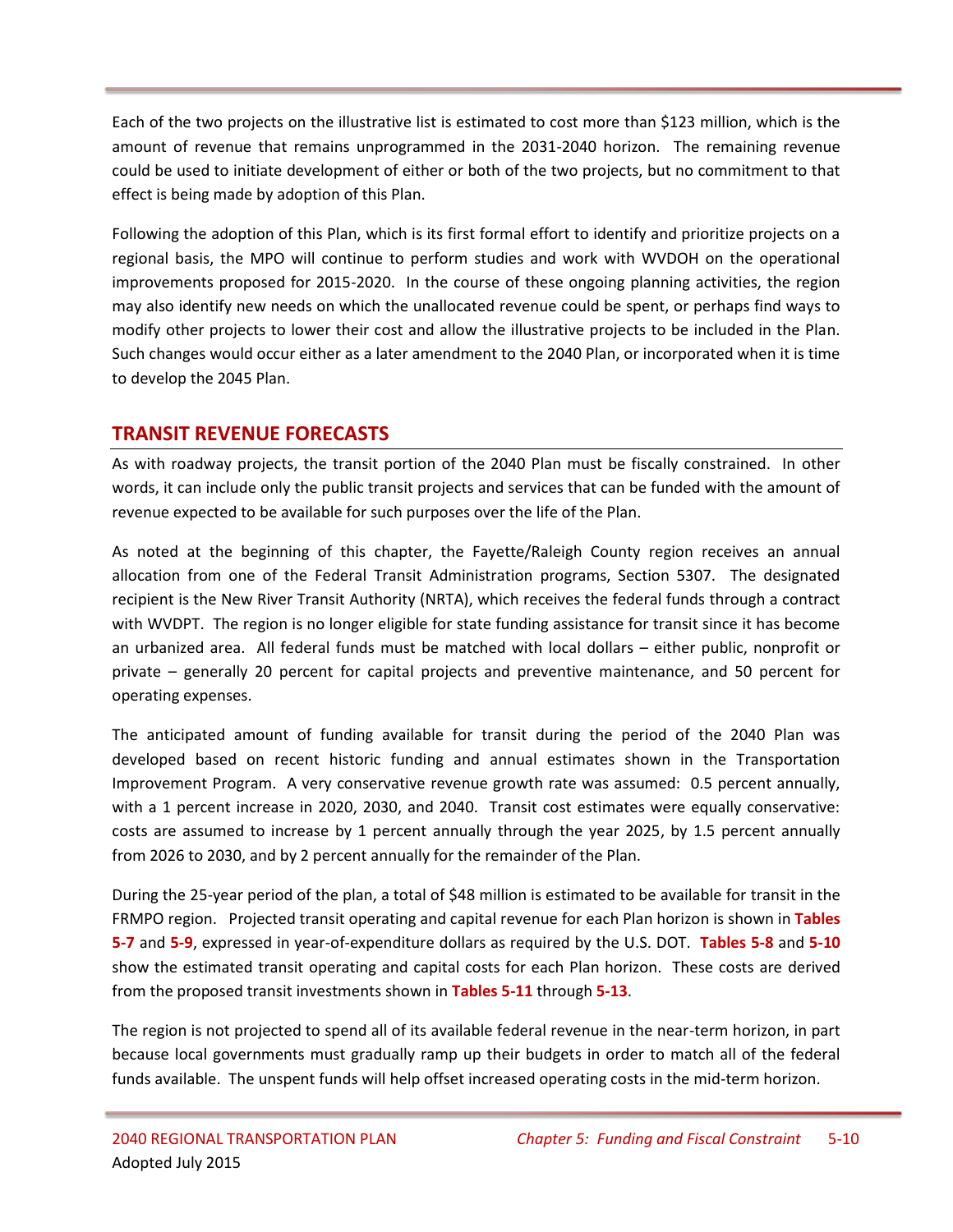Each of the two projects on the illustrative list is estimated to cost more than $123 million, which is the amount of revenue that remains unprogrammed in the 2031-2040 horizon. The remaining revenue could be used to initiate development of either or both of the two projects, but no commitment to that effect is being made by adoption of this Plan.

Following the adoption of this Plan, which is its first formal effort to identify and prioritize projects on a regional basis, the MPO will continue to perform studies and work with WVDOH on the operational improvements proposed for 2015-2020. In the course of these ongoing planning activities, the region may also identify new needs on which the unallocated revenue could be spent, or perhaps find ways to modify other projects to lower their cost and allow the illustrative projects to be included in the Plan. Such changes would occur either as a later amendment to the 2040 Plan, or incorporated when it is time to develop the 2045 Plan.

## TRANSIT REVENUE FORECASTS

As with roadway projects, the transit portion of the 2040 Plan must be fiscally constrained. In other words, it can include only the public transit projects and services that can be funded with the amount of revenue expected to be available for such purposes over the life of the Plan.

As noted at the beginning of this chapter, the Fayette/Raleigh County region receives an annual allocation from one of the Federal Transit Administration programs, Section 5307. The designated recipient is the New River Transit Authority (NRTA), which receives the federal funds through a contract with WVDPT. The region is no longer eligible for state funding assistance for transit since it has become an urbanized area. All federal funds must be matched with local dollars – either public, nonprofit or private – generally 20 percent for capital projects and preventive maintenance, and 50 percent for operating expenses.

The anticipated amount of funding available for transit during the period of the 2040 Plan was developed based on recent historic funding and annual estimates shown in the Transportation Improvement Program. A very conservative revenue growth rate was assumed: 0.5 percent annually, with a 1 percent increase in 2020, 2030, and 2040. Transit cost estimates were equally conservative: costs are assumed to increase by 1 percent annually through the year 2025, by 1.5 percent annually from 2026 to 2030, and by 2 percent annually for the remainder of the Plan.

During the 25-year period of the plan, a total of $48 million is estimated to be available for transit in the FRMPO region. Projected transit operating and capital revenue for each Plan horizon is shown in **Tables 5-7** and **5-9**, expressed in year-of-expenditure dollars as required by the U.S. DOT. **Tables 5-8** and **5-10** show the estimated transit operating and capital costs for each Plan horizon. These costs are derived from the proposed transit investments shown in **Tables 5-11** through **5-13**.

The region is not projected to spend all of its available federal revenue in the near-term horizon, in part because local governments must gradually ramp up their budgets in order to match all of the federal funds available. The unspent funds will help offset increased operating costs in the mid-term horizon.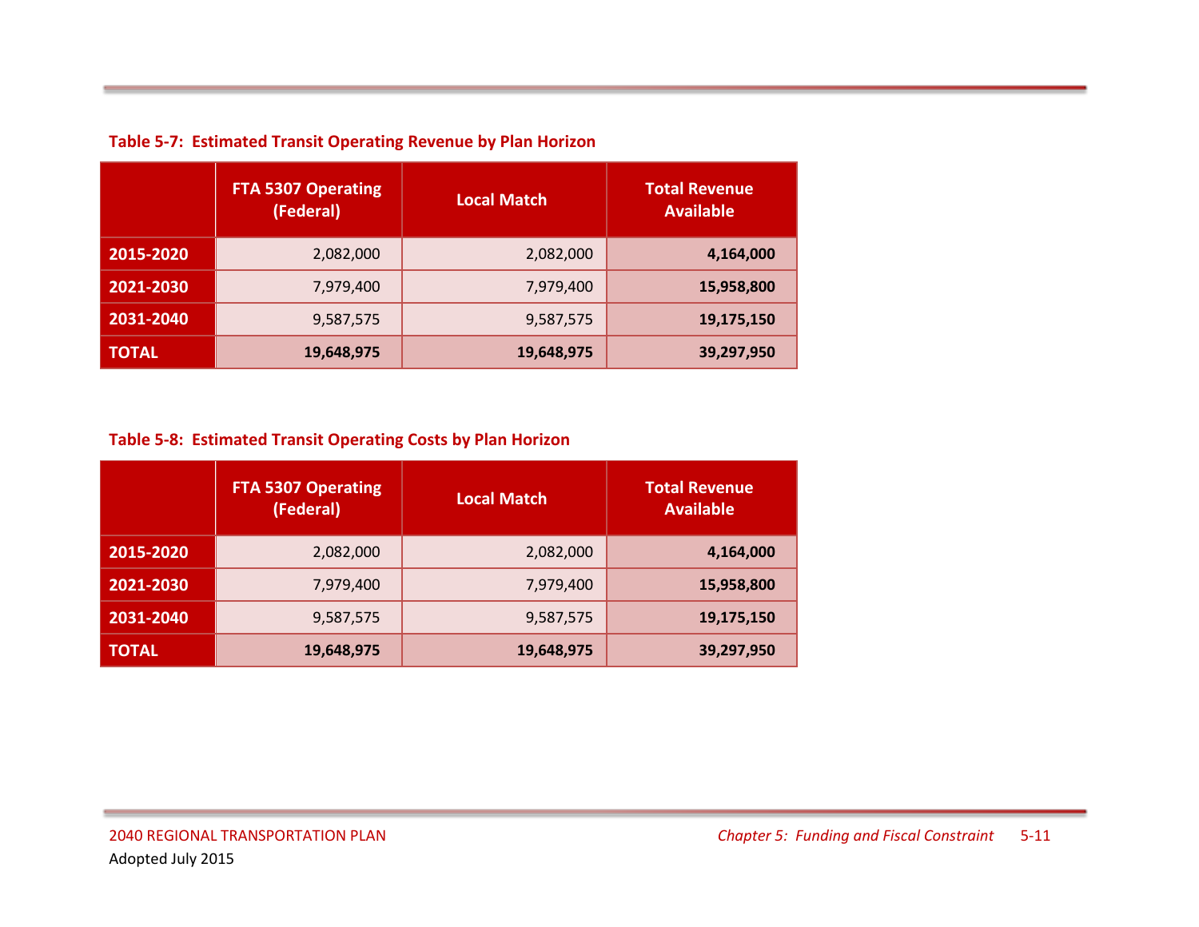**Table 5-7: Estimated Transit Operating Revenue by Plan Horizon**

| | FTA 5307 Operating (Federal) | Local Match | Total Revenue Available |
|---|---|---|---|
| **2015-2020** | 2,082,000 | 2,082,000 | **4,164,000** |
| **2021-2030** | 7,979,400 | 7,979,400 | **15,958,800** |
| **2031-2040** | 9,587,575 | 9,587,575 | **19,175,150** |
| **TOTAL** | **19,648,975** | **19,648,975** | **39,297,950** |

**Table 5-8: Estimated Transit Operating Costs by Plan Horizon**

| | FTA 5307 Operating (Federal) | Local Match | Total Revenue Available |
|---|---|---|---|
| **2015-2020** | 2,082,000 | 2,082,000 | **4,164,000** |
| **2021-2030** | 7,979,400 | 7,979,400 | **15,958,800** |
| **2031-2040** | 9,587,575 | 9,587,575 | **19,175,150** |
| **TOTAL** | **19,648,975** | **19,648,975** | **39,297,950** |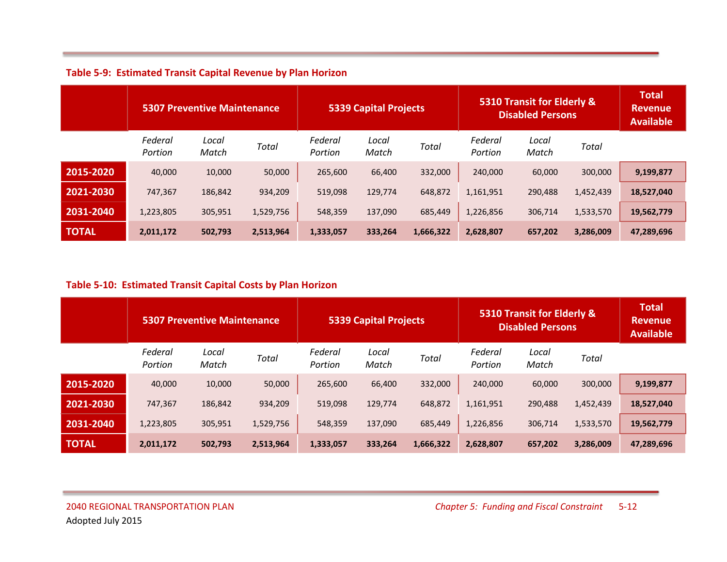**Table 5-9: Estimated Transit Capital Revenue by Plan Horizon**

| | 5307 Preventive Maintenance | | | 5339 Capital Projects | | | 5310 Transit for Elderly & Disabled Persons | | | Total Revenue Available |
|---|---|---|---|---|---|---|---|---|---|---|
| | *Federal Portion* | *Local Match* | *Total* | *Federal Portion* | *Local Match* | *Total* | *Federal Portion* | *Local Match* | *Total* | |
| **2015-2020** | 40,000 | 10,000 | 50,000 | 265,600 | 66,400 | 332,000 | 240,000 | 60,000 | 300,000 | **9,199,877** |
| **2021-2030** | 747,367 | 186,842 | 934,209 | 519,098 | 129,774 | 648,872 | 1,161,951 | 290,488 | 1,452,439 | **18,527,040** |
| **2031-2040** | 1,223,805 | 305,951 | 1,529,756 | 548,359 | 137,090 | 685,449 | 1,226,856 | 306,714 | 1,533,570 | **19,562,779** |
| **TOTAL** | **2,011,172** | **502,793** | **2,513,964** | **1,333,057** | **333,264** | **1,666,322** | **2,628,807** | **657,202** | **3,286,009** | **47,289,696** |

**Table 5-10: Estimated Transit Capital Costs by Plan Horizon**

| | 5307 Preventive Maintenance | | | 5339 Capital Projects | | | 5310 Transit for Elderly & Disabled Persons | | | Total Revenue Available |
|---|---|---|---|---|---|---|---|---|---|---|
| | *Federal Portion* | *Local Match* | *Total* | *Federal Portion* | *Local Match* | *Total* | *Federal Portion* | *Local Match* | *Total* | |
| **2015-2020** | 40,000 | 10,000 | 50,000 | 265,600 | 66,400 | 332,000 | 240,000 | 60,000 | 300,000 | **9,199,877** |
| **2021-2030** | 747,367 | 186,842 | 934,209 | 519,098 | 129,774 | 648,872 | 1,161,951 | 290,488 | 1,452,439 | **18,527,040** |
| **2031-2040** | 1,223,805 | 305,951 | 1,529,756 | 548,359 | 137,090 | 685,449 | 1,226,856 | 306,714 | 1,533,570 | **19,562,779** |
| **TOTAL** | **2,011,172** | **502,793** | **2,513,964** | **1,333,057** | **333,264** | **1,666,322** | **2,628,807** | **657,202** | **3,286,009** | **47,289,696** |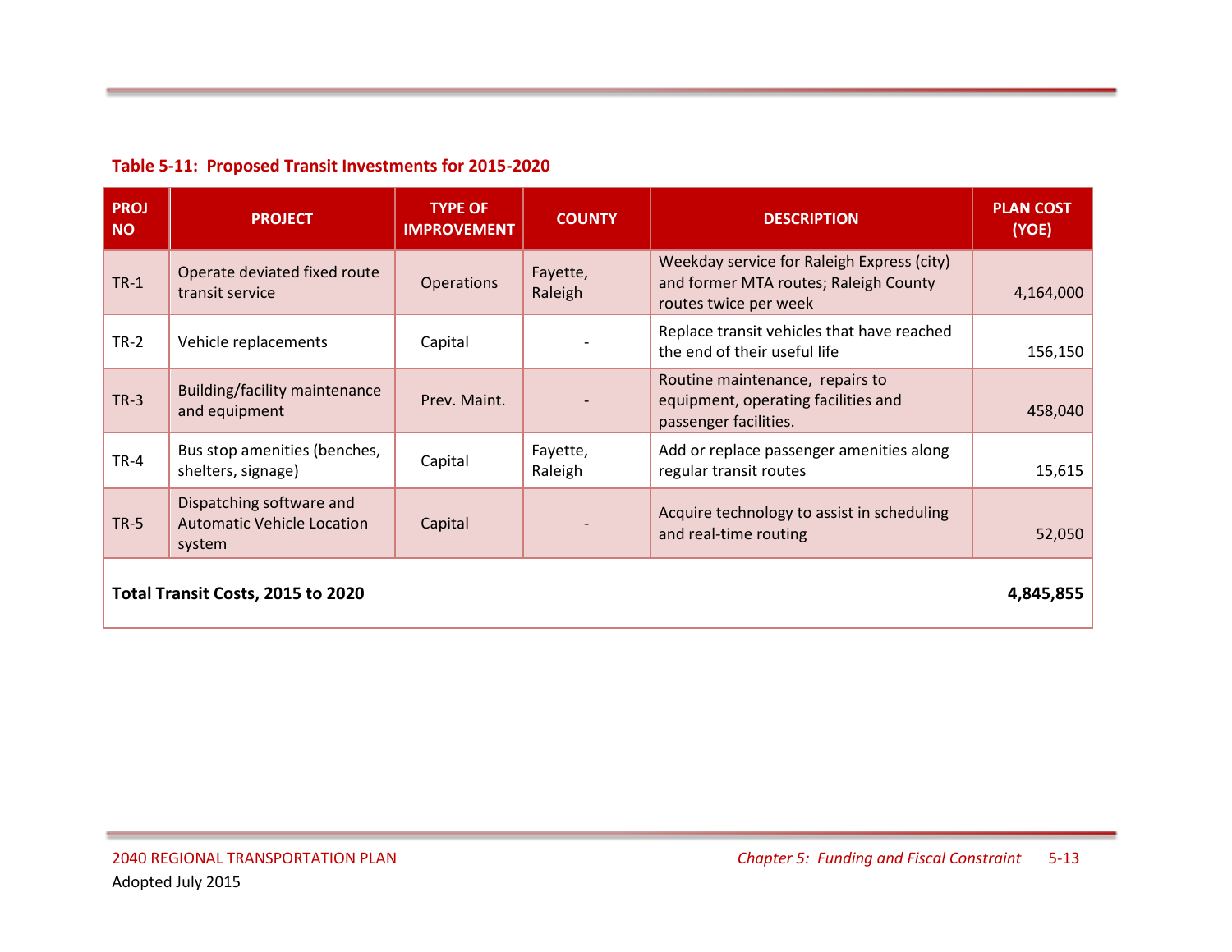**Table 5-11: Proposed Transit Investments for 2015-2020**

| PROJ NO | PROJECT | TYPE OF IMPROVEMENT | COUNTY | DESCRIPTION | PLAN COST (YOE) |
|---|---|---|---|---|---|
| TR-1 | Operate deviated fixed route transit service | Operations | Fayette, Raleigh | Weekday service for Raleigh Express (city) and former MTA routes; Raleigh County routes twice per week | 4,164,000 |
| TR-2 | Vehicle replacements | Capital | - | Replace transit vehicles that have reached the end of their useful life | 156,150 |
| TR-3 | Building/facility maintenance and equipment | Prev. Maint. | - | Routine maintenance, repairs to equipment, operating facilities and passenger facilities. | 458,040 |
| TR-4 | Bus stop amenities (benches, shelters, signage) | Capital | Fayette, Raleigh | Add or replace passenger amenities along regular transit routes | 15,615 |
| TR-5 | Dispatching software and Automatic Vehicle Location system | Capital | - | Acquire technology to assist in scheduling and real-time routing | 52,050 |
| **Total Transit Costs, 2015 to 2020** | | | | | **4,845,855** |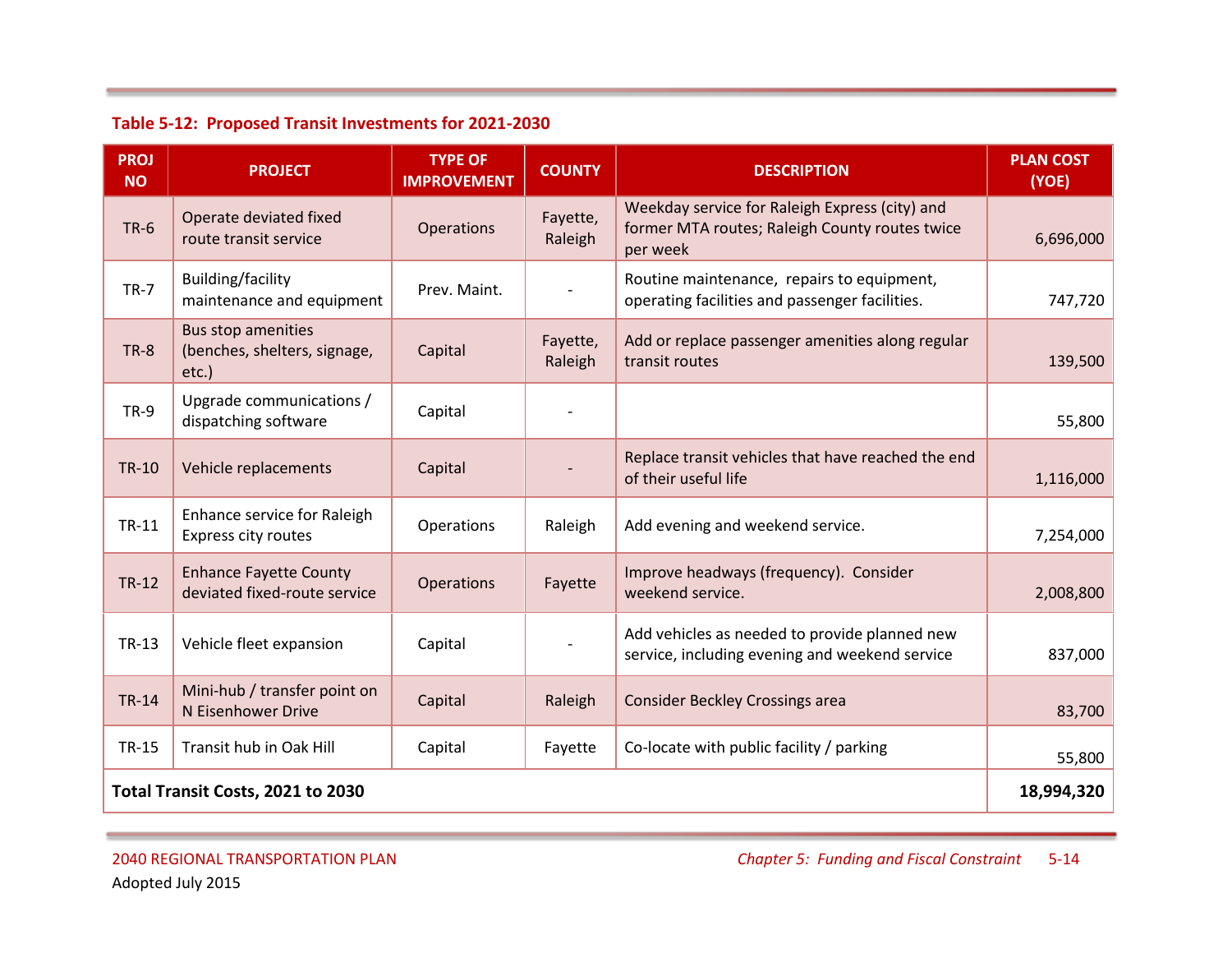**Table 5-12: Proposed Transit Investments for 2021-2030**

| PROJ NO | PROJECT | TYPE OF IMPROVEMENT | COUNTY | DESCRIPTION | PLAN COST (YOE) |
|---|---|---|---|---|---|
| TR-6 | Operate deviated fixed route transit service | Operations | Fayette, Raleigh | Weekday service for Raleigh Express (city) and former MTA routes; Raleigh County routes twice per week | 6,696,000 |
| TR-7 | Building/facility maintenance and equipment | Prev. Maint. | - | Routine maintenance, repairs to equipment, operating facilities and passenger facilities. | 747,720 |
| TR-8 | Bus stop amenities (benches, shelters, signage, etc.) | Capital | Fayette, Raleigh | Add or replace passenger amenities along regular transit routes | 139,500 |
| TR-9 | Upgrade communications / dispatching software | Capital | - | | 55,800 |
| TR-10 | Vehicle replacements | Capital | - | Replace transit vehicles that have reached the end of their useful life | 1,116,000 |
| TR-11 | Enhance service for Raleigh Express city routes | Operations | Raleigh | Add evening and weekend service. | 7,254,000 |
| TR-12 | Enhance Fayette County deviated fixed-route service | Operations | Fayette | Improve headways (frequency). Consider weekend service. | 2,008,800 |
| TR-13 | Vehicle fleet expansion | Capital | - | Add vehicles as needed to provide planned new service, including evening and weekend service | 837,000 |
| TR-14 | Mini-hub / transfer point on N Eisenhower Drive | Capital | Raleigh | Consider Beckley Crossings area | 83,700 |
| TR-15 | Transit hub in Oak Hill | Capital | Fayette | Co-locate with public facility / parking | 55,800 |
| **Total Transit Costs, 2021 to 2030** | | | | | **18,994,320** |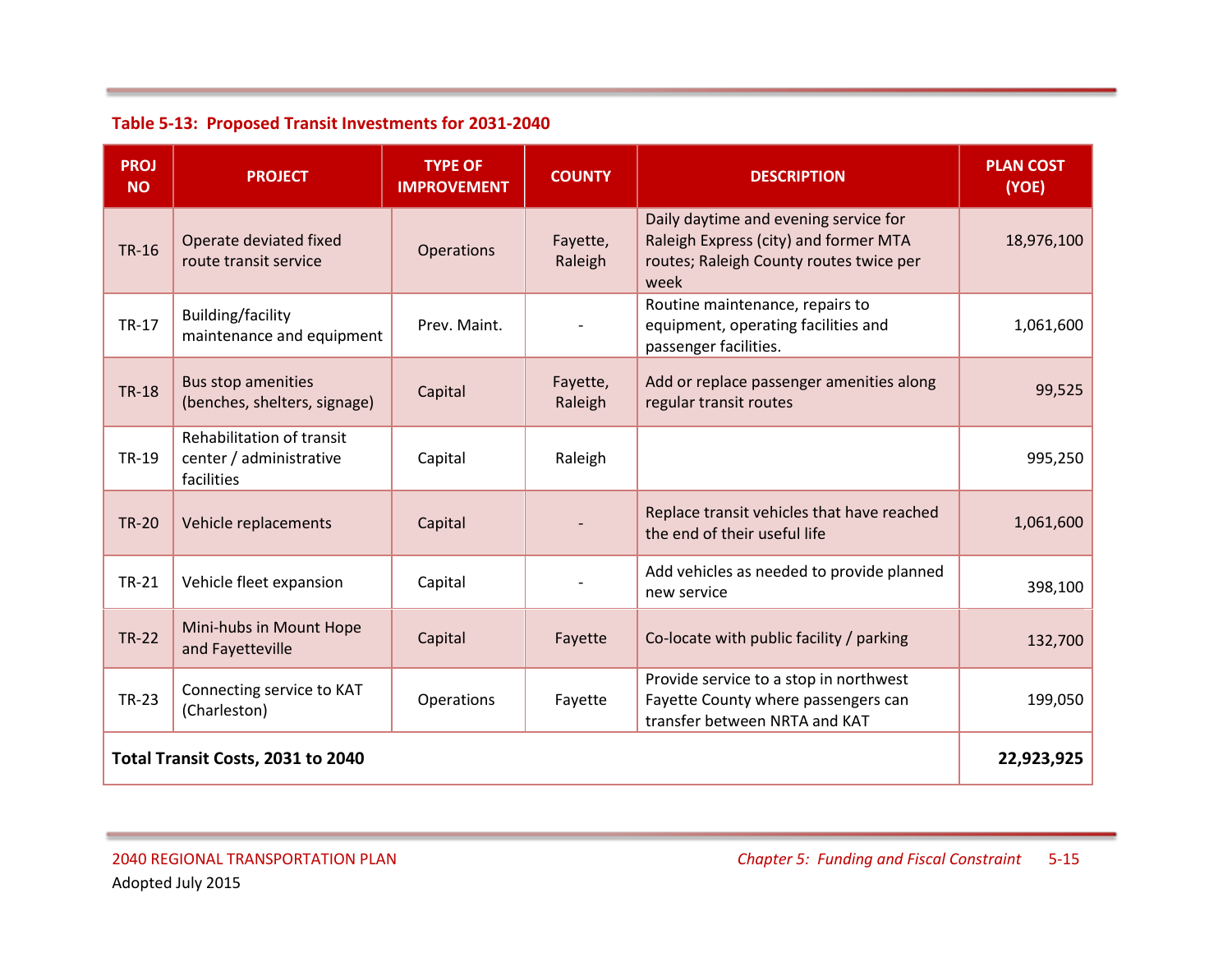**Table 5-13: Proposed Transit Investments for 2031-2040**

| PROJ NO | PROJECT | TYPE OF IMPROVEMENT | COUNTY | DESCRIPTION | PLAN COST (YOE) |
|---|---|---|---|---|---|
| TR-16 | Operate deviated fixed route transit service | Operations | Fayette, Raleigh | Daily daytime and evening service for Raleigh Express (city) and former MTA routes; Raleigh County routes twice per week | 18,976,100 |
| TR-17 | Building/facility maintenance and equipment | Prev. Maint. | - | Routine maintenance, repairs to equipment, operating facilities and passenger facilities. | 1,061,600 |
| TR-18 | Bus stop amenities (benches, shelters, signage) | Capital | Fayette, Raleigh | Add or replace passenger amenities along regular transit routes | 99,525 |
| TR-19 | Rehabilitation of transit center / administrative facilities | Capital | Raleigh | | 995,250 |
| TR-20 | Vehicle replacements | Capital | - | Replace transit vehicles that have reached the end of their useful life | 1,061,600 |
| TR-21 | Vehicle fleet expansion | Capital | - | Add vehicles as needed to provide planned new service | 398,100 |
| TR-22 | Mini-hubs in Mount Hope and Fayetteville | Capital | Fayette | Co-locate with public facility / parking | 132,700 |
| TR-23 | Connecting service to KAT (Charleston) | Operations | Fayette | Provide service to a stop in northwest Fayette County where passengers can transfer between NRTA and KAT | 199,050 |
| **Total Transit Costs, 2031 to 2040** | | | | | **22,923,925** |